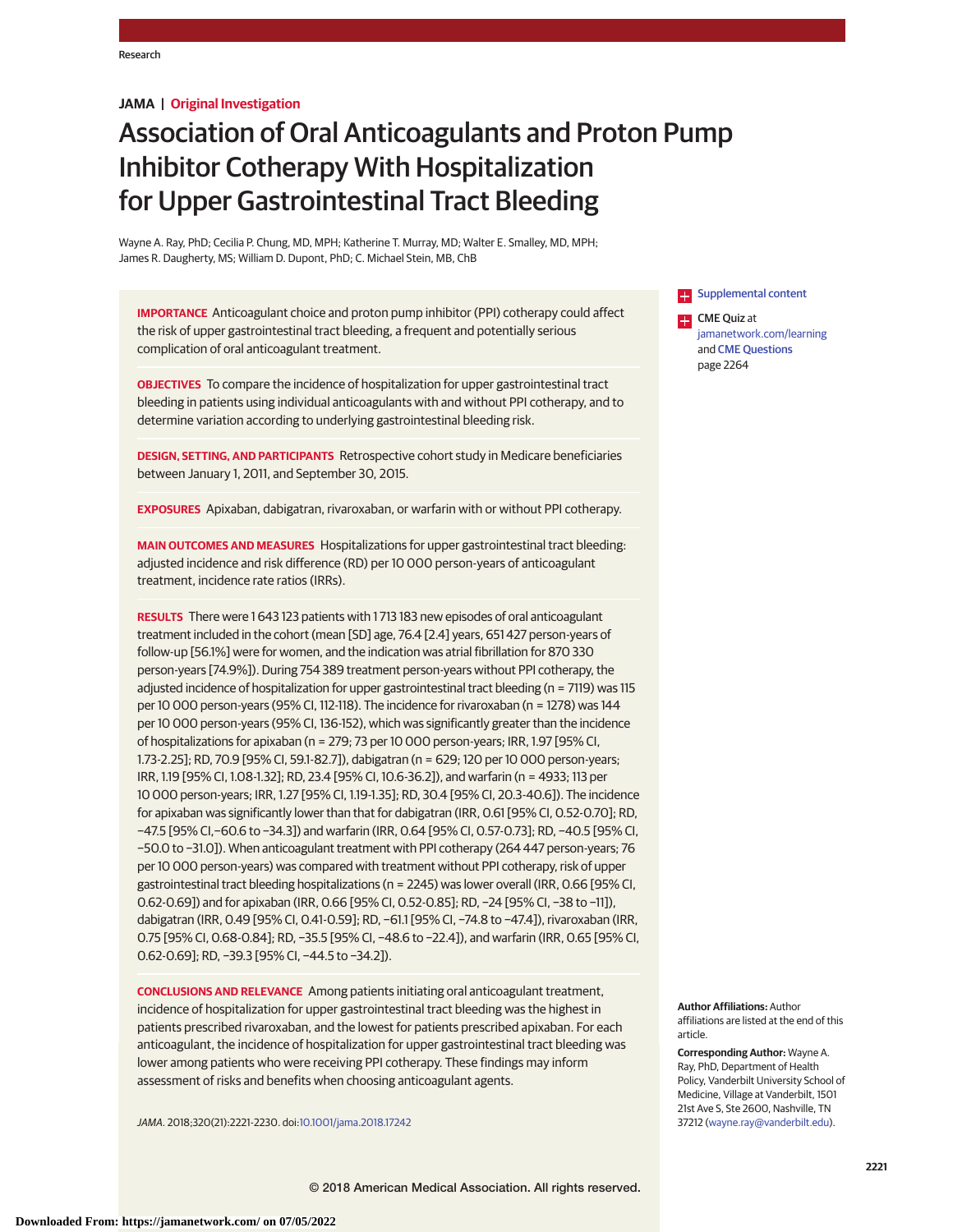JAMA | Original Investigation

# Association of Oral Anticoagulants and Proton Pump Inhibitor Cotherapy With Hospitalization for Upper Gastrointestinal Tract Bleeding

Wayne A. Ray, PhD; Cecilia P. Chung, MD, MPH; Katherine T. Murray, MD; Walter E. Smalley, MD, MPH; James R. Daugherty, MS; William D. Dupont, PhD; C. Michael Stein, MB, ChB

**IMPORTANCE** Anticoagulant choice and proton pump inhibitor (PPI) cotherapy could affect the risk of upper gastrointestinal tract bleeding, a frequent and potentially serious complication of oral anticoagulant treatment.

**OBJECTIVES** To compare the incidence of hospitalization for upper gastrointestinal tract bleeding in patients using individual anticoagulants with and without PPI cotherapy, and to determine variation according to underlying gastrointestinal bleeding risk.

**DESIGN, SETTING, AND PARTICIPANTS** Retrospective cohort study in Medicare beneficiaries between January 1, 2011, and September 30, 2015.

**EXPOSURES** Apixaban, dabigatran, rivaroxaban, or warfarin with or without PPI cotherapy.

**MAIN OUTCOMES AND MEASURES** Hospitalizations for upper gastrointestinal tract bleeding: adjusted incidence and risk difference (RD) per 10 000 person-years of anticoagulant treatment, incidence rate ratios (IRRs).

**RESULTS** There were 1 643 123 patients with 1 713 183 new episodes of oral anticoagulant treatment included in the cohort (mean [SD] age, 76.4 [2.4] years, 651 427 person-years of follow-up [56.1%] were for women, and the indication was atrial fibrillation for 870 330 person-years [74.9%]). During 754 389 treatment person-years without PPI cotherapy, the adjusted incidence of hospitalization for upper gastrointestinal tract bleeding (n = 7119) was 115 per 10 000 person-years (95% CI, 112-118). The incidence for rivaroxaban (n = 1278) was 144 per 10 000 person-years (95% CI, 136-152), which was significantly greater than the incidence of hospitalizations for apixaban (n = 279; 73 per 10 000 person-years; IRR, 1.97 [95% CI, 1.73-2.25]; RD, 70.9 [95% CI, 59.1-82.7]), dabigatran (n = 629; 120 per 10 000 person-years; IRR, 1.19 [95% CI, 1.08-1.32]; RD, 23.4 [95% CI, 10.6-36.2]), and warfarin (n = 4933; 113 per 10 000 person-years; IRR, 1.27 [95% CI, 1.19-1.35]; RD, 30.4 [95% CI, 20.3-40.6]). The incidence for apixaban was significantly lower than that for dabigatran (IRR, 0.61 [95% CI, 0.52-0.70]; RD, −47.5 [95% CI, −60.6 to −34.3]) and warfarin (IRR, 0.64 [95% CI, 0.57-0.73]; RD, −40.5 [95% CI, −50.0 to −31.0]). When anticoagulant treatment with PPI cotherapy (264 447 person-years; 76 per 10 000 person-years) was compared with treatment without PPI cotherapy, risk of upper gastrointestinal tract bleeding hospitalizations (n = 2245) was lower overall (IRR, 0.66 [95% CI, 0.62-0.69]) and for apixaban (IRR, 0.66 [95% CI, 0.52-0.85]; RD, −24 [95% CI, −38 to −11]), dabigatran (IRR, 0.49 [95% CI, 0.41-0.59]; RD, −61.1 [95% CI, −74.8 to −47.4]), rivaroxaban (IRR, 0.75 [95% CI, 0.68-0.84]; RD, −35.5 [95% CI, −48.6 to −22.4]), and warfarin (IRR, 0.65 [95% CI, 0.62-0.69]; RD, −39.3 [95% CI, −44.5 to −34.2]).

**CONCLUSIONS AND RELEVANCE** Among patients initiating oral anticoagulant treatment, incidence of hospitalization for upper gastrointestinal tract bleeding was the highest in patients prescribed rivaroxaban, and the lowest for patients prescribed apixaban. For each anticoagulant, the incidence of hospitalization for upper gastrointestinal tract bleeding was lower among patients who were receiving PPI cotherapy. These findings may inform assessment of risks and benefits when choosing anticoagulant agents.

*JAMA*. 2018;320(21):2221-2230. doi:10.1001/jama.2018.17242

Supplemental content

CME Quiz at jamanetwork.com/learning and CME Questions page 2264

**Author Affiliations:** Author affiliations are listed at the end of this article.

**Corresponding Author:** Wayne A. Ray, PhD, Department of Health Policy, Vanderbilt University School of Medicine, Village at Vanderbilt, 1501 21st Ave S, Ste 2600, Nashville, TN 37212 (wayne.ray@vanderbilt.edu).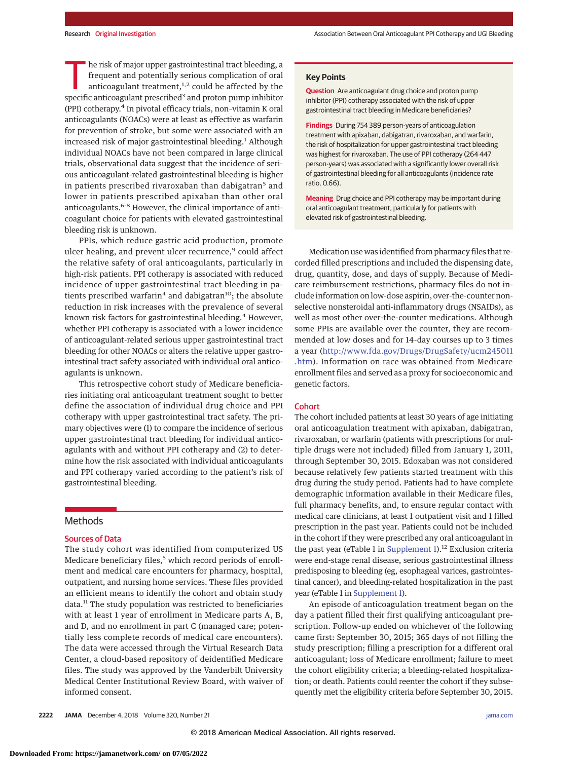The risk of major upper gastrointestinal tract bleeding, a frequent and potentially serious complication of oral anticoagulant treatment,[1,2] could be affected by the specific anticoagulant prescribed[3] and proton pump inhibitor (PPI) cotherapy.[4] In pivotal efficacy trials, non–vitamin K oral anticoagulants (NOACs) were at least as effective as warfarin for prevention of stroke, but some were associated with an increased risk of major gastrointestinal bleeding.[1] Although individual NOACs have not been compared in large clinical trials, observational data suggest that the incidence of serious anticoagulant-related gastrointestinal bleeding is higher in patients prescribed rivaroxaban than dabigatran[5] and lower in patients prescribed apixaban than other oral anticoagulants.[6-8] However, the clinical importance of anticoagulant choice for patients with elevated gastrointestinal bleeding risk is unknown.

PPIs, which reduce gastric acid production, promote ulcer healing, and prevent ulcer recurrence,[9] could affect the relative safety of oral anticoagulants, particularly in high-risk patients. PPI cotherapy is associated with reduced incidence of upper gastrointestinal tract bleeding in patients prescribed warfarin[4] and dabigatran[10]; the absolute reduction in risk increases with the prevalence of several known risk factors for gastrointestinal bleeding.[4] However, whether PPI cotherapy is associated with a lower incidence of anticoagulant-related serious upper gastrointestinal tract bleeding for other NOACs or alters the relative upper gastrointestinal tract safety associated with individual oral anticoagulants is unknown.

This retrospective cohort study of Medicare beneficiaries initiating oral anticoagulant treatment sought to better define the association of individual drug choice and PPI cotherapy with upper gastrointestinal tract safety. The primary objectives were (1) to compare the incidence of serious upper gastrointestinal tract bleeding for individual anticoagulants with and without PPI cotherapy and (2) to determine how the risk associated with individual anticoagulants and PPI cotherapy varied according to the patient's risk of gastrointestinal bleeding.

> **Key Points**
>
> **Question** Are anticoagulant drug choice and proton pump inhibitor (PPI) cotherapy associated with the risk of upper gastrointestinal tract bleeding in Medicare beneficiaries?
>
> **Findings** During 754 389 person-years of anticoagulation treatment with apixaban, dabigatran, rivaroxaban, and warfarin, the risk of hospitalization for upper gastrointestinal tract bleeding was highest for rivaroxaban. The use of PPI cotherapy (264 447 person-years) was associated with a significantly lower overall risk of gastrointestinal bleeding for all anticoagulants (incidence rate ratio, 0.66).
>
> **Meaning** Drug choice and PPI cotherapy may be important during oral anticoagulant treatment, particularly for patients with elevated risk of gastrointestinal bleeding.

## Methods

### Sources of Data

The study cohort was identified from computerized US Medicare beneficiary files,[5] which record periods of enrollment and medical care encounters for pharmacy, hospital, outpatient, and nursing home services. These files provided an efficient means to identify the cohort and obtain study data.[11] The study population was restricted to beneficiaries with at least 1 year of enrollment in Medicare parts A, B, and D, and no enrollment in part C (managed care; potentially less complete records of medical care encounters). The data were accessed through the Virtual Research Data Center, a cloud-based repository of deidentified Medicare files. The study was approved by the Vanderbilt University Medical Center Institutional Review Board, with waiver of informed consent.

Medication use was identified from pharmacy files that recorded filled prescriptions and included the dispensing date, drug, quantity, dose, and days of supply. Because of Medicare reimbursement restrictions, pharmacy files do not include information on low-dose aspirin, over-the-counter nonselective nonsteroidal anti-inflammatory drugs (NSAIDs), as well as most other over-the-counter medications. Although some PPIs are available over the counter, they are recommended at low doses and for 14-day courses up to 3 times a year (http://www.fda.gov/Drugs/DrugSafety/ucm245011.htm). Information on race was obtained from Medicare enrollment files and served as a proxy for socioeconomic and genetic factors.

### Cohort

The cohort included patients at least 30 years of age initiating oral anticoagulation treatment with apixaban, dabigatran, rivaroxaban, or warfarin (patients with prescriptions for multiple drugs were not included) filled from January 1, 2011, through September 30, 2015. Edoxaban was not considered because relatively few patients started treatment with this drug during the study period. Patients had to have complete demographic information available in their Medicare files, full pharmacy benefits, and, to ensure regular contact with medical care clinicians, at least 1 outpatient visit and 1 filled prescription in the past year. Patients could not be included in the cohort if they were prescribed any oral anticoagulant in the past year (eTable 1 in Supplement 1).[12] Exclusion criteria were end-stage renal disease, serious gastrointestinal illness predisposing to bleeding (eg, esophageal varices, gastrointestinal cancer), and bleeding-related hospitalization in the past year (eTable 1 in Supplement 1).

An episode of anticoagulation treatment began on the day a patient filled their first qualifying anticoagulant prescription. Follow-up ended on whichever of the following came first: September 30, 2015; 365 days of not filling the study prescription; filling a prescription for a different oral anticoagulant; loss of Medicare enrollment; failure to meet the cohort eligibility criteria; a bleeding-related hospitalization; or death. Patients could reenter the cohort if they subsequently met the eligibility criteria before September 30, 2015.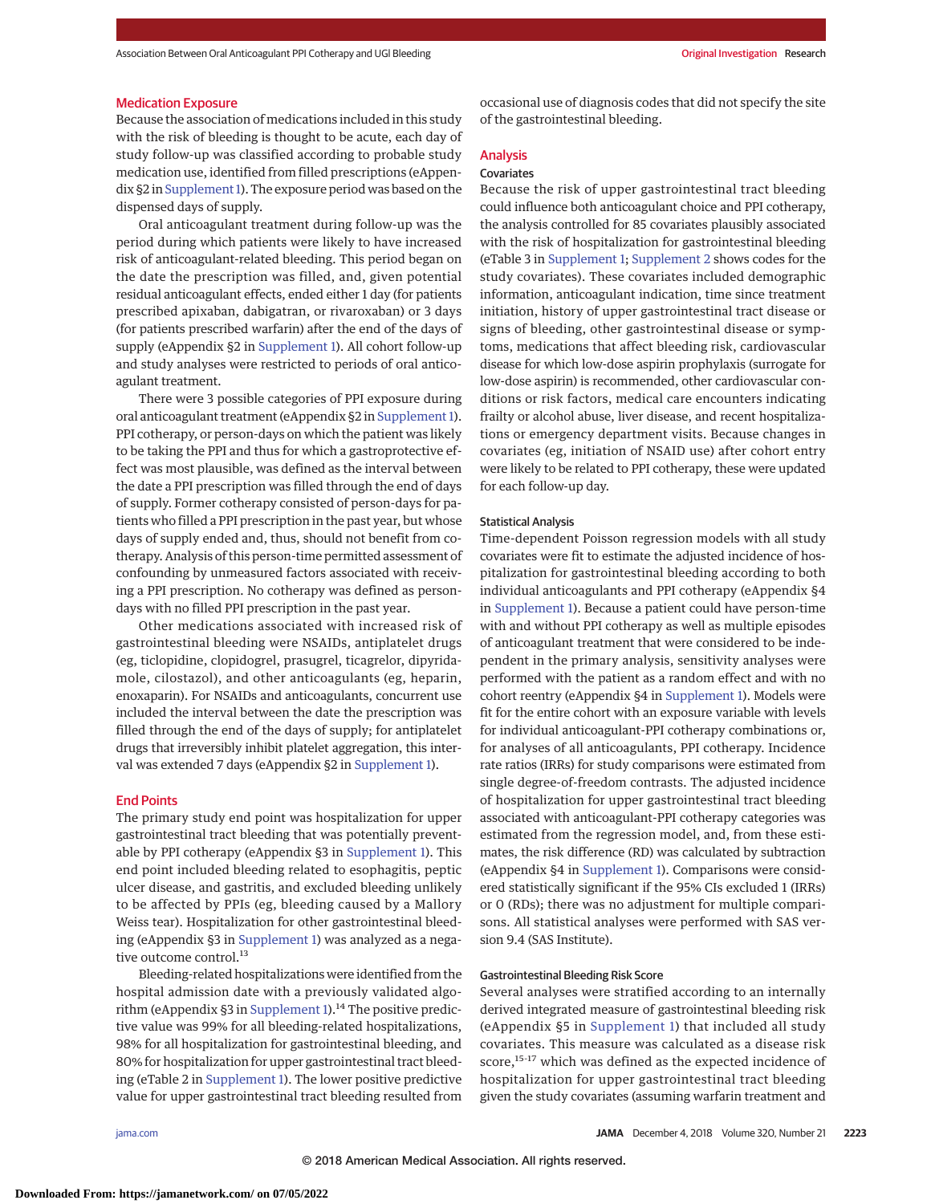## Medication Exposure

Because the association of medications included in this study with the risk of bleeding is thought to be acute, each day of study follow-up was classified according to probable study medication use, identified from filled prescriptions (eAppendix §2 in Supplement 1). The exposure period was based on the dispensed days of supply.

Oral anticoagulant treatment during follow-up was the period during which patients were likely to have increased risk of anticoagulant-related bleeding. This period began on the date the prescription was filled, and, given potential residual anticoagulant effects, ended either 1 day (for patients prescribed apixaban, dabigatran, or rivaroxaban) or 3 days (for patients prescribed warfarin) after the end of the days of supply (eAppendix §2 in Supplement 1). All cohort follow-up and study analyses were restricted to periods of oral anticoagulant treatment.

There were 3 possible categories of PPI exposure during oral anticoagulant treatment (eAppendix §2 in Supplement 1). PPI cotherapy, or person-days on which the patient was likely to be taking the PPI and thus for which a gastroprotective effect was most plausible, was defined as the interval between the date a PPI prescription was filled through the end of days of supply. Former cotherapy consisted of person-days for patients who filled a PPI prescription in the past year, but whose days of supply ended and, thus, should not benefit from cotherapy. Analysis of this person-time permitted assessment of confounding by unmeasured factors associated with receiving a PPI prescription. No cotherapy was defined as person-days with no filled PPI prescription in the past year.

Other medications associated with increased risk of gastrointestinal bleeding were NSAIDs, antiplatelet drugs (eg, ticlopidine, clopidogrel, prasugrel, ticagrelor, dipyridamole, cilostazol), and other anticoagulants (eg, heparin, enoxaparin). For NSAIDs and anticoagulants, concurrent use included the interval between the date the prescription was filled through the end of the days of supply; for antiplatelet drugs that irreversibly inhibit platelet aggregation, this interval was extended 7 days (eAppendix §2 in Supplement 1).

## End Points

The primary study end point was hospitalization for upper gastrointestinal tract bleeding that was potentially preventable by PPI cotherapy (eAppendix §3 in Supplement 1). This end point included bleeding related to esophagitis, peptic ulcer disease, and gastritis, and excluded bleeding unlikely to be affected by PPIs (eg, bleeding caused by a Mallory Weiss tear). Hospitalization for other gastrointestinal bleeding (eAppendix §3 in Supplement 1) was analyzed as a negative outcome control.[13]

Bleeding-related hospitalizations were identified from the hospital admission date with a previously validated algorithm (eAppendix §3 in Supplement 1).[14] The positive predictive value was 99% for all bleeding-related hospitalizations, 98% for all hospitalization for gastrointestinal bleeding, and 80% for hospitalization for upper gastrointestinal tract bleeding (eTable 2 in Supplement 1). The lower positive predictive value for upper gastrointestinal tract bleeding resulted from occasional use of diagnosis codes that did not specify the site of the gastrointestinal bleeding.

## Analysis

### Covariates

Because the risk of upper gastrointestinal tract bleeding could influence both anticoagulant choice and PPI cotherapy, the analysis controlled for 85 covariates plausibly associated with the risk of hospitalization for gastrointestinal bleeding (eTable 3 in Supplement 1; Supplement 2 shows codes for the study covariates). These covariates included demographic information, anticoagulant indication, time since treatment initiation, history of upper gastrointestinal tract disease or signs of bleeding, other gastrointestinal disease or symptoms, medications that affect bleeding risk, cardiovascular disease for which low-dose aspirin prophylaxis (surrogate for low-dose aspirin) is recommended, other cardiovascular conditions or risk factors, medical care encounters indicating frailty or alcohol abuse, liver disease, and recent hospitalizations or emergency department visits. Because changes in covariates (eg, initiation of NSAID use) after cohort entry were likely to be related to PPI cotherapy, these were updated for each follow-up day.

### Statistical Analysis

Time-dependent Poisson regression models with all study covariates were fit to estimate the adjusted incidence of hospitalization for gastrointestinal bleeding according to both individual anticoagulants and PPI cotherapy (eAppendix §4 in Supplement 1). Because a patient could have person-time with and without PPI cotherapy as well as multiple episodes of anticoagulant treatment that were considered to be independent in the primary analysis, sensitivity analyses were performed with the patient as a random effect and with no cohort reentry (eAppendix §4 in Supplement 1). Models were fit for the entire cohort with an exposure variable with levels for individual anticoagulant-PPI cotherapy combinations or, for analyses of all anticoagulants, PPI cotherapy. Incidence rate ratios (IRRs) for study comparisons were estimated from single degree-of-freedom contrasts. The adjusted incidence of hospitalization for upper gastrointestinal tract bleeding associated with anticoagulant-PPI cotherapy categories was estimated from the regression model, and, from these estimates, the risk difference (RD) was calculated by subtraction (eAppendix §4 in Supplement 1). Comparisons were considered statistically significant if the 95% CIs excluded 1 (IRRs) or 0 (RDs); there was no adjustment for multiple comparisons. All statistical analyses were performed with SAS version 9.4 (SAS Institute).

### Gastrointestinal Bleeding Risk Score

Several analyses were stratified according to an internally derived integrated measure of gastrointestinal bleeding risk (eAppendix §5 in Supplement 1) that included all study covariates. This measure was calculated as a disease risk score,[15-17] which was defined as the expected incidence of hospitalization for upper gastrointestinal tract bleeding given the study covariates (assuming warfarin treatment and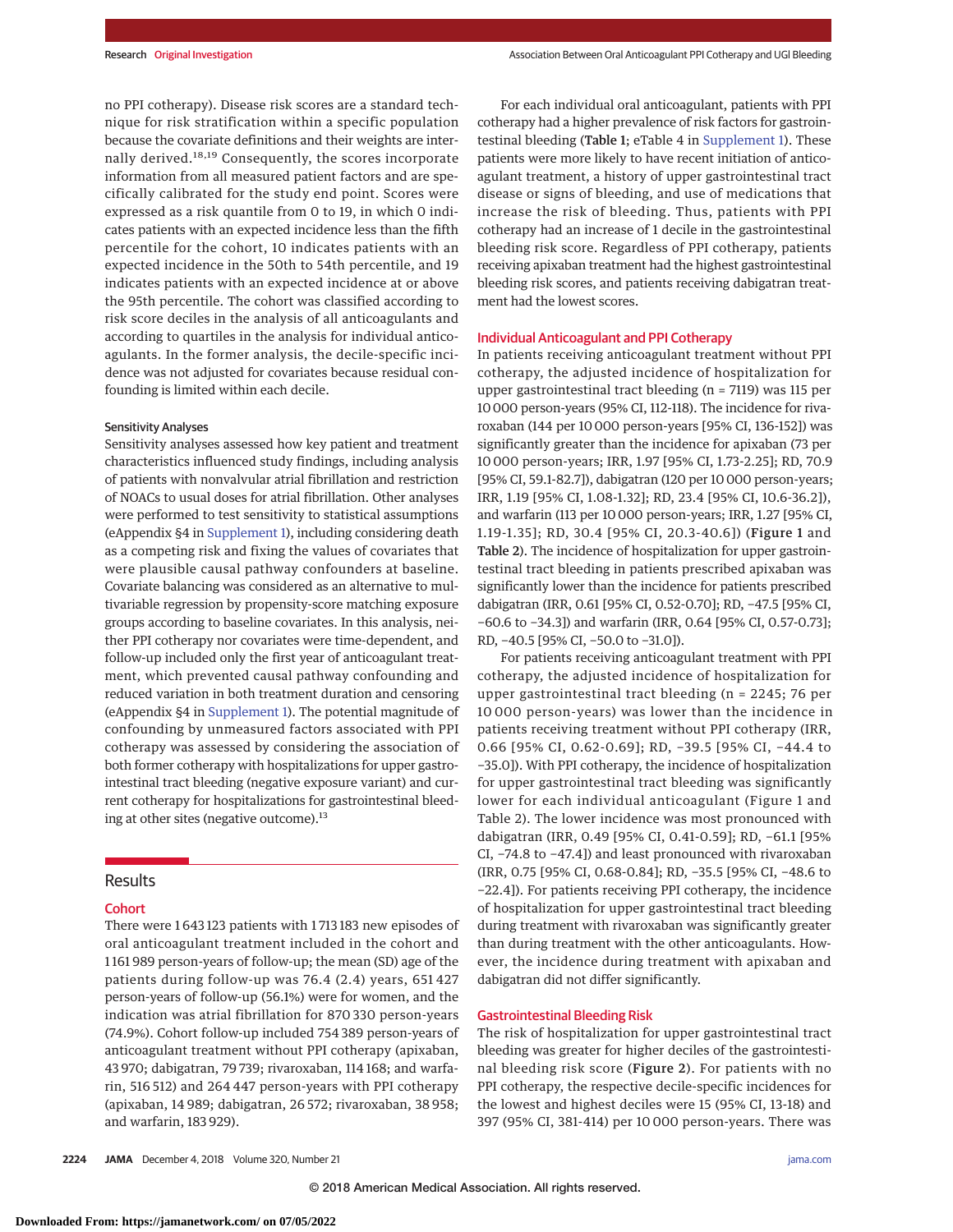no PPI cotherapy). Disease risk scores are a standard technique for risk stratification within a specific population because the covariate definitions and their weights are internally derived.[18,19] Consequently, the scores incorporate information from all measured patient factors and are specifically calibrated for the study end point. Scores were expressed as a risk quantile from 0 to 19, in which 0 indicates patients with an expected incidence less than the fifth percentile for the cohort, 10 indicates patients with an expected incidence in the 50th to 54th percentile, and 19 indicates patients with an expected incidence at or above the 95th percentile. The cohort was classified according to risk score deciles in the analysis of all anticoagulants and according to quartiles in the analysis for individual anticoagulants. In the former analysis, the decile-specific incidence was not adjusted for covariates because residual confounding is limited within each decile.

#### Sensitivity Analyses

Sensitivity analyses assessed how key patient and treatment characteristics influenced study findings, including analysis of patients with nonvalvular atrial fibrillation and restriction of NOACs to usual doses for atrial fibrillation. Other analyses were performed to test sensitivity to statistical assumptions (eAppendix §4 in Supplement 1), including considering death as a competing risk and fixing the values of covariates that were plausible causal pathway confounders at baseline. Covariate balancing was considered as an alternative to multivariable regression by propensity-score matching exposure groups according to baseline covariates. In this analysis, neither PPI cotherapy nor covariates were time-dependent, and follow-up included only the first year of anticoagulant treatment, which prevented causal pathway confounding and reduced variation in both treatment duration and censoring (eAppendix §4 in Supplement 1). The potential magnitude of confounding by unmeasured factors associated with PPI cotherapy was assessed by considering the association of both former cotherapy with hospitalizations for upper gastrointestinal tract bleeding (negative exposure variant) and current cotherapy for hospitalizations for gastrointestinal bleeding at other sites (negative outcome).[13]

## Results

### Cohort

There were 1 643 123 patients with 1 713 183 new episodes of oral anticoagulant treatment included in the cohort and 1 161 989 person-years of follow-up; the mean (SD) age of the patients during follow-up was 76.4 (2.4) years, 651 427 person-years of follow-up (56.1%) were for women, and the indication was atrial fibrillation for 870 330 person-years (74.9%). Cohort follow-up included 754 389 person-years of anticoagulant treatment without PPI cotherapy (apixaban, 43 970; dabigatran, 79 739; rivaroxaban, 114 168; and warfarin, 516 512) and 264 447 person-years with PPI cotherapy (apixaban, 14 989; dabigatran, 26 572; rivaroxaban, 38 958; and warfarin, 183 929).

For each individual oral anticoagulant, patients with PPI cotherapy had a higher prevalence of risk factors for gastrointestinal bleeding (**Table 1**; eTable 4 in Supplement 1). These patients were more likely to have recent initiation of anticoagulant treatment, a history of upper gastrointestinal tract disease or signs of bleeding, and use of medications that increase the risk of bleeding. Thus, patients with PPI cotherapy had an increase of 1 decile in the gastrointestinal bleeding risk score. Regardless of PPI cotherapy, patients receiving apixaban treatment had the highest gastrointestinal bleeding risk scores, and patients receiving dabigatran treatment had the lowest scores.

### Individual Anticoagulant and PPI Cotherapy

In patients receiving anticoagulant treatment without PPI cotherapy, the adjusted incidence of hospitalization for upper gastrointestinal tract bleeding (n = 7119) was 115 per 10 000 person-years (95% CI, 112-118). The incidence for rivaroxaban (144 per 10 000 person-years [95% CI, 136-152]) was significantly greater than the incidence for apixaban (73 per 10 000 person-years; IRR, 1.97 [95% CI, 1.73-2.25]; RD, 70.9 [95% CI, 59.1-82.7]), dabigatran (120 per 10 000 person-years; IRR, 1.19 [95% CI, 1.08-1.32]; RD, 23.4 [95% CI, 10.6-36.2]), and warfarin (113 per 10 000 person-years; IRR, 1.27 [95% CI, 1.19-1.35]; RD, 30.4 [95% CI, 20.3-40.6]) (**Figure 1** and **Table 2**). The incidence of hospitalization for upper gastrointestinal tract bleeding in patients prescribed apixaban was significantly lower than the incidence for patients prescribed dabigatran (IRR, 0.61 [95% CI, 0.52-0.70]; RD, −47.5 [95% CI, −60.6 to −34.3]) and warfarin (IRR, 0.64 [95% CI, 0.57-0.73]; RD, −40.5 [95% CI, −50.0 to −31.0]).

For patients receiving anticoagulant treatment with PPI cotherapy, the adjusted incidence of hospitalization for upper gastrointestinal tract bleeding (n = 2245; 76 per 10 000 person-years) was lower than the incidence in patients receiving treatment without PPI cotherapy (IRR, 0.66 [95% CI, 0.62-0.69]; RD, −39.5 [95% CI, −44.4 to −35.0]). With PPI cotherapy, the incidence of hospitalization for upper gastrointestinal tract bleeding was significantly lower for each individual anticoagulant (Figure 1 and Table 2). The lower incidence was most pronounced with dabigatran (IRR, 0.49 [95% CI, 0.41-0.59]; RD, −61.1 [95% CI, −74.8 to −47.4]) and least pronounced with rivaroxaban (IRR, 0.75 [95% CI, 0.68-0.84]; RD, −35.5 [95% CI, −48.6 to −22.4]). For patients receiving PPI cotherapy, the incidence of hospitalization for upper gastrointestinal tract bleeding during treatment with rivaroxaban was significantly greater than during treatment with the other anticoagulants. However, the incidence during treatment with apixaban and dabigatran did not differ significantly.

### Gastrointestinal Bleeding Risk

The risk of hospitalization for upper gastrointestinal tract bleeding was greater for higher deciles of the gastrointestinal bleeding risk score (**Figure 2**). For patients with no PPI cotherapy, the respective decile-specific incidences for the lowest and highest deciles were 15 (95% CI, 13-18) and 397 (95% CI, 381-414) per 10 000 person-years. There was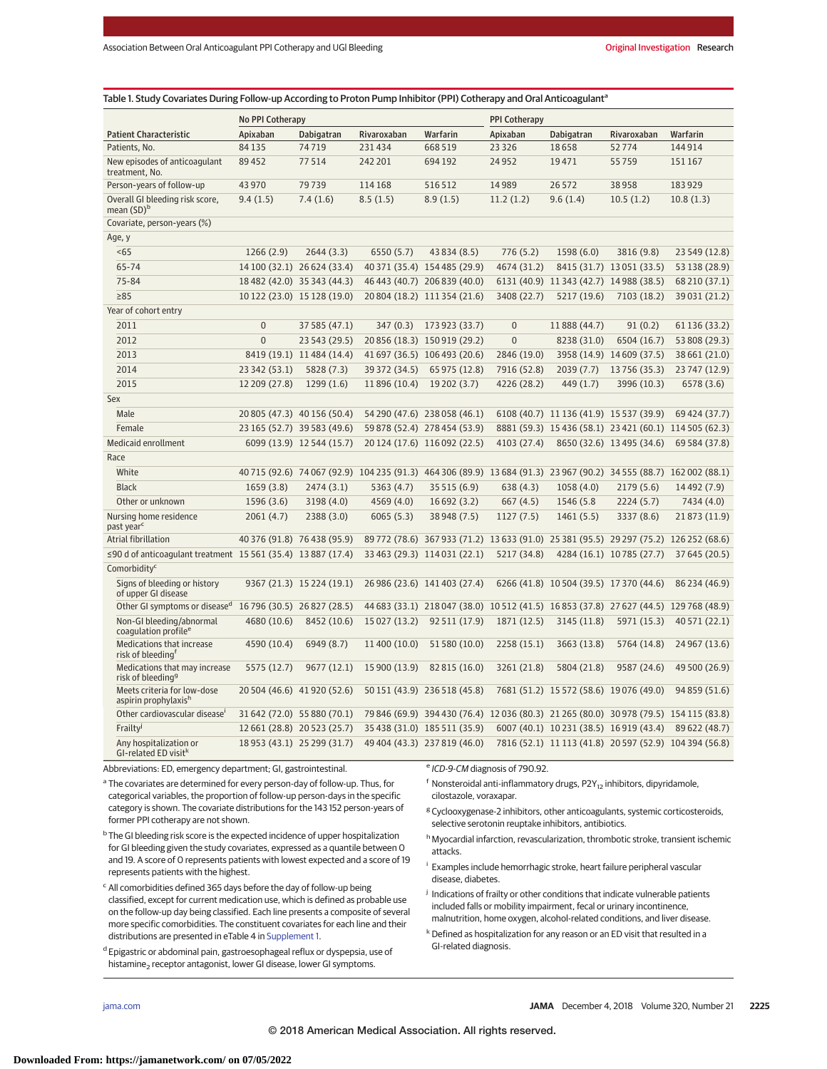Table 1. Study Covariates During Follow-up According to Proton Pump Inhibitor (PPI) Cotherapy and Oral Anticoagulant[a]

| Patient Characteristic | No PPI Cotherapy | | | | PPI Cotherapy | | | |
|---|---|---|---|---|---|---|---|---|
| | Apixaban | Dabigatran | Rivaroxaban | Warfarin | Apixaban | Dabigatran | Rivaroxaban | Warfarin |
| Patients, No. | 84 135 | 74 719 | 231 434 | 668 519 | 23 326 | 18 658 | 52 774 | 144 914 |
| New episodes of anticoagulant treatment, No. | 89 452 | 77 514 | 242 201 | 694 192 | 24 952 | 19 471 | 55 759 | 151 167 |
| Person-years of follow-up | 43 970 | 79 739 | 114 168 | 516 512 | 14 989 | 26 572 | 38 958 | 183 929 |
| Overall GI bleeding risk score, mean (SD)[b] | 9.4 (1.5) | 7.4 (1.6) | 8.5 (1.5) | 8.9 (1.5) | 11.2 (1.2) | 9.6 (1.4) | 10.5 (1.2) | 10.8 (1.3) |
| Covariate, person-years (%) | | | | | | | | |
| Age, y | | | | | | | | |
| <65 | 1266 (2.9) | 2644 (3.3) | 6550 (5.7) | 43 834 (8.5) | 776 (5.2) | 1598 (6.0) | 3816 (9.8) | 23 549 (12.8) |
| 65-74 | 14 100 (32.1) | 26 624 (33.4) | 40 371 (35.4) | 154 485 (29.9) | 4674 (31.2) | 8415 (31.7) | 13 051 (33.5) | 53 138 (28.9) |
| 75-84 | 18 482 (42.0) | 35 343 (44.3) | 46 443 (40.7) | 206 839 (40.0) | 6131 (40.9) | 11 343 (42.7) | 14 988 (38.5) | 68 210 (37.1) |
| ≥85 | 10 122 (23.0) | 15 128 (19.0) | 20 804 (18.2) | 111 354 (21.6) | 3408 (22.7) | 5217 (19.6) | 7103 (18.2) | 39 031 (21.2) |
| Year of cohort entry | | | | | | | | |
| 2011 | 0 | 37 585 (47.1) | 347 (0.3) | 173 923 (33.7) | 0 | 11 888 (44.7) | 91 (0.2) | 61 136 (33.2) |
| 2012 | 0 | 23 543 (29.5) | 20 856 (18.3) | 150 919 (29.2) | 0 | 8238 (31.0) | 6504 (16.7) | 53 808 (29.3) |
| 2013 | 8419 (19.1) | 11 484 (14.4) | 41 697 (36.5) | 106 493 (20.6) | 2846 (19.0) | 3958 (14.9) | 14 609 (37.5) | 38 661 (21.0) |
| 2014 | 23 342 (53.1) | 5828 (7.3) | 39 372 (34.5) | 65 975 (12.8) | 7916 (52.8) | 2039 (7.7) | 13 756 (35.3) | 23 747 (12.9) |
| 2015 | 12 209 (27.8) | 1299 (1.6) | 11 896 (10.4) | 19 202 (3.7) | 4226 (28.2) | 449 (1.7) | 3996 (10.3) | 6578 (3.6) |
| Sex | | | | | | | | |
| Male | 20 805 (47.3) | 40 156 (50.4) | 54 290 (47.6) | 238 058 (46.1) | 6108 (40.7) | 11 136 (41.9) | 15 537 (39.9) | 69 424 (37.7) |
| Female | 23 165 (52.7) | 39 583 (49.6) | 59 878 (52.4) | 278 454 (53.9) | 8881 (59.3) | 15 436 (58.1) | 23 421 (60.1) | 114 505 (62.3) |
| Medicaid enrollment | 6099 (13.9) | 12 544 (15.7) | 20 124 (17.6) | 116 092 (22.5) | 4103 (27.4) | 8650 (32.6) | 13 495 (34.6) | 69 584 (37.8) |
| Race | | | | | | | | |
| White | 40 715 (92.6) | 74 067 (92.9) | 104 235 (91.3) | 464 306 (89.9) | 13 684 (91.3) | 23 967 (90.2) | 34 555 (88.7) | 162 002 (88.1) |
| Black | 1659 (3.8) | 2474 (3.1) | 5363 (4.7) | 35 515 (6.9) | 638 (4.3) | 1058 (4.0) | 2179 (5.6) | 14 492 (7.9) |
| Other or unknown | 1596 (3.6) | 3198 (4.0) | 4569 (4.0) | 16 692 (3.2) | 667 (4.5) | 1546 (5.8 | 2224 (5.7) | 7434 (4.0) |
| Nursing home residence past year[c] | 2061 (4.7) | 2388 (3.0) | 6065 (5.3) | 38 948 (7.5) | 1127 (7.5) | 1461 (5.5) | 3337 (8.6) | 21 873 (11.9) |
| Atrial fibrillation | 40 376 (91.8) | 76 438 (95.9) | 89 772 (78.6) | 367 933 (71.2) | 13 633 (91.0) | 25 381 (95.5) | 29 297 (75.2) | 126 252 (68.6) |
| ≤90 d of anticoagulant treatment | 15 561 (35.4) | 13 887 (17.4) | 33 463 (29.3) | 114 031 (22.1) | 5217 (34.8) | 4284 (16.1) | 10 785 (27.7) | 37 645 (20.5) |
| Comorbidity[c] | | | | | | | | |
| Signs of bleeding or history of upper GI disease | 9367 (21.3) | 15 224 (19.1) | 26 986 (23.6) | 141 403 (27.4) | 6266 (41.8) | 10 504 (39.5) | 17 370 (44.6) | 86 234 (46.9) |
| Other GI symptoms or disease[d] | 16 796 (30.5) | 26 827 (28.5) | 44 683 (33.1) | 218 047 (38.0) | 10 512 (41.5) | 16 853 (37.8) | 27 627 (44.5) | 129 768 (48.9) |
| Non-GI bleeding/abnormal coagulation profile[e] | 4680 (10.6) | 8452 (10.6) | 15 027 (13.2) | 92 511 (17.9) | 1871 (12.5) | 3145 (11.8) | 5971 (15.3) | 40 571 (22.1) |
| Medications that increase risk of bleeding[f] | 4590 (10.4) | 6949 (8.7) | 11 400 (10.0) | 51 580 (10.0) | 2258 (15.1) | 3663 (13.8) | 5764 (14.8) | 24 967 (13.6) |
| Medications that may increase risk of bleeding[g] | 5575 (12.7) | 9677 (12.1) | 15 900 (13.9) | 82 815 (16.0) | 3261 (21.8) | 5804 (21.8) | 9587 (24.6) | 49 500 (26.9) |
| Meets criteria for low-dose aspirin prophylaxis[h] | 20 504 (46.6) | 41 920 (52.6) | 50 151 (43.9) | 236 518 (45.8) | 7681 (51.2) | 15 572 (58.6) | 19 076 (49.0) | 94 859 (51.6) |
| Other cardiovascular disease[i] | 31 642 (72.0) | 55 880 (70.1) | 79 846 (69.9) | 394 430 (76.4) | 12 036 (80.3) | 21 265 (80.0) | 30 978 (79.5) | 154 115 (83.8) |
| Frailty[j] | 12 661 (28.8) | 20 523 (25.7) | 35 438 (31.0) | 185 511 (35.9) | 6007 (40.1) | 10 231 (38.5) | 16 919 (43.4) | 89 622 (48.7) |
| Any hospitalization or GI-related ED visit[k] | 18 953 (43.1) | 25 299 (31.7) | 49 404 (43.3) | 237 819 (46.0) | 7816 (52.1) | 11 113 (41.8) | 20 597 (52.9) | 104 394 (56.8) |

Abbreviations: ED, emergency department; GI, gastrointestinal.

[a] The covariates are determined for every person-day of follow-up. Thus, for categorical variables, the proportion of follow-up person-days in the specific category is shown. The covariate distributions for the 143 152 person-years of former PPI cotherapy are not shown.

[b] The GI bleeding risk score is the expected incidence of upper hospitalization for GI bleeding given the study covariates, expressed as a quantile between 0 and 19. A score of 0 represents patients with lowest expected and a score of 19 represents patients with the highest.

[c] All comorbidities defined 365 days before the day of follow-up being classified, except for current medication use, which is defined as probable use on the follow-up day being classified. Each line presents a composite of several more specific comorbidities. The constituent covariates for each line and their distributions are presented in eTable 4 in Supplement 1.

[d] Epigastric or abdominal pain, gastroesophageal reflux or dyspepsia, use of histamine$_2$ receptor antagonist, lower GI disease, lower GI symptoms.

[e] *ICD-9-CM* diagnosis of 790.92.

[f] Nonsteroidal anti-inflammatory drugs, $P2Y_{12}$ inhibitors, dipyridamole, cilostazole, voraxapar.

[g] Cyclooxygenase-2 inhibitors, other anticoagulants, systemic corticosteroids, selective serotonin reuptake inhibitors, antibiotics.

[h] Myocardial infarction, revascularization, thrombotic stroke, transient ischemic attacks.

[i] Examples include hemorrhagic stroke, heart failure peripheral vascular disease, diabetes.

[j] Indications of frailty or other conditions that indicate vulnerable patients included falls or mobility impairment, fecal or urinary incontinence, malnutrition, home oxygen, alcohol-related conditions, and liver disease.

[k] Defined as hospitalization for any reason or an ED visit that resulted in a GI-related diagnosis.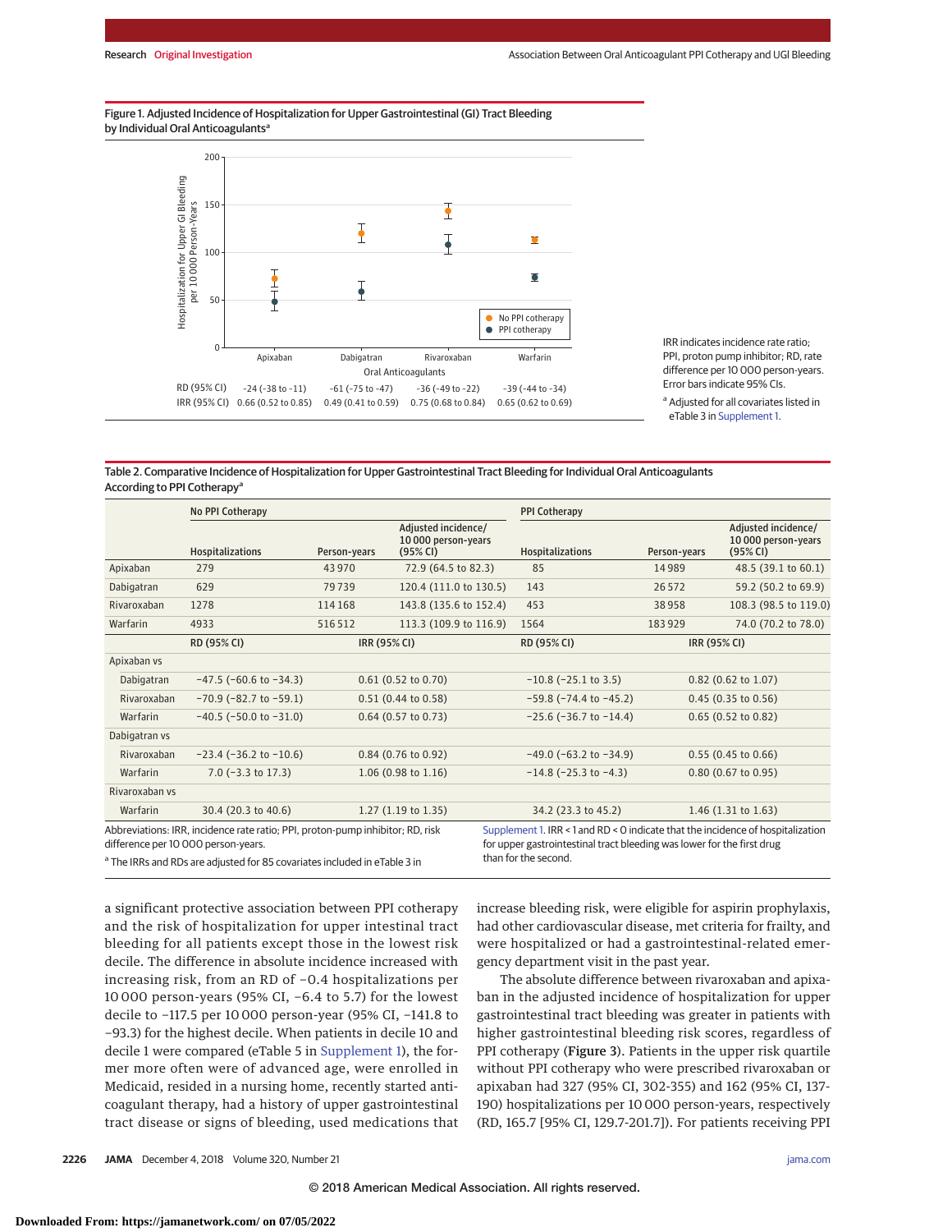Figure 1. Adjusted Incidence of Hospitalization for Upper Gastrointestinal (GI) Tract Bleeding by Individual Oral Anticoagulants[a]

| | Apixaban | Dabigatran | Rivaroxaban | Warfarin |
|---|---|---|---|---|
| RD (95% CI) | −24 (−38 to −11) | −61 (−75 to −47) | −36 (−49 to −22) | −39 (−44 to −34) |
| IRR (95% CI) | 0.66 (0.52 to 0.85) | 0.49 (0.41 to 0.59) | 0.75 (0.68 to 0.84) | 0.65 (0.62 to 0.69) |

IRR indicates incidence rate ratio; PPI, proton pump inhibitor; RD, rate difference per 10 000 person-years. Error bars indicate 95% CIs.

[a] Adjusted for all covariates listed in eTable 3 in Supplement 1.

Table 2. Comparative Incidence of Hospitalization for Upper Gastrointestinal Tract Bleeding for Individual Oral Anticoagulants According to PPI Cotherapy[a]

| | No PPI Cotherapy | | | PPI Cotherapy | | |
|---|---|---|---|---|---|---|
| | Hospitalizations | Person-years | Adjusted incidence/ 10 000 person-years (95% CI) | Hospitalizations | Person-years | Adjusted incidence/ 10 000 person-years (95% CI) |
| Apixaban | 279 | 43 970 | 72.9 (64.5 to 82.3) | 85 | 14 989 | 48.5 (39.1 to 60.1) |
| Dabigatran | 629 | 79 739 | 120.4 (111.0 to 130.5) | 143 | 26 572 | 59.2 (50.2 to 69.9) |
| Rivaroxaban | 1278 | 114 168 | 143.8 (135.6 to 152.4) | 453 | 38 958 | 108.3 (98.5 to 119.0) |
| Warfarin | 4933 | 516 512 | 113.3 (109.9 to 116.9) | 1564 | 183 929 | 74.0 (70.2 to 78.0) |
| | RD (95% CI) | | IRR (95% CI) | RD (95% CI) | | IRR (95% CI) |
| Apixaban vs | | | | | | |
| Dabigatran | −47.5 (−60.6 to −34.3) | | 0.61 (0.52 to 0.70) | −10.8 (−25.1 to 3.5) | | 0.82 (0.62 to 1.07) |
| Rivaroxaban | −70.9 (−82.7 to −59.1) | | 0.51 (0.44 to 0.58) | −59.8 (−74.4 to −45.2) | | 0.45 (0.35 to 0.56) |
| Warfarin | −40.5 (−50.0 to −31.0) | | 0.64 (0.57 to 0.73) | −25.6 (−36.7 to −14.4) | | 0.65 (0.52 to 0.82) |
| Dabigatran vs | | | | | | |
| Rivaroxaban | −23.4 (−36.2 to −10.6) | | 0.84 (0.76 to 0.92) | −49.0 (−63.2 to −34.9) | | 0.55 (0.45 to 0.66) |
| Warfarin | 7.0 (−3.3 to 17.3) | | 1.06 (0.98 to 1.16) | −14.8 (−25.3 to −4.3) | | 0.80 (0.67 to 0.95) |
| Rivaroxaban vs | | | | | | |
| Warfarin | 30.4 (20.3 to 40.6) | | 1.27 (1.19 to 1.35) | 34.2 (23.3 to 45.2) | | 1.46 (1.31 to 1.63) |

Abbreviations: IRR, incidence rate ratio; PPI, proton-pump inhibitor; RD, risk difference per 10 000 person-years.

[a] The IRRs and RDs are adjusted for 85 covariates included in eTable 3 in Supplement 1. IRR < 1 and RD < 0 indicate that the incidence of hospitalization for upper gastrointestinal tract bleeding was lower for the first drug than for the second.

a significant protective association between PPI cotherapy and the risk of hospitalization for upper intestinal tract bleeding for all patients except those in the lowest risk decile. The difference in absolute incidence increased with increasing risk, from an RD of −0.4 hospitalizations per 10 000 person-years (95% CI, −6.4 to 5.7) for the lowest decile to −117.5 per 10 000 person-year (95% CI, −141.8 to −93.3) for the highest decile. When patients in decile 10 and decile 1 were compared (eTable 5 in Supplement 1), the former more often were of advanced age, were enrolled in Medicaid, resided in a nursing home, recently started anticoagulant therapy, had a history of upper gastrointestinal tract disease or signs of bleeding, used medications that increase bleeding risk, were eligible for aspirin prophylaxis, had other cardiovascular disease, met criteria for frailty, and were hospitalized or had a gastrointestinal-related emergency department visit in the past year.

The absolute difference between rivaroxaban and apixaban in the adjusted incidence of hospitalization for upper gastrointestinal tract bleeding was greater in patients with higher gastrointestinal bleeding risk scores, regardless of PPI cotherapy (Figure 3). Patients in the upper risk quartile without PPI cotherapy who were prescribed rivaroxaban or apixaban had 327 (95% CI, 302-355) and 162 (95% CI, 137-190) hospitalizations per 10 000 person-years, respectively (RD, 165.7 [95% CI, 129.7-201.7]). For patients receiving PPI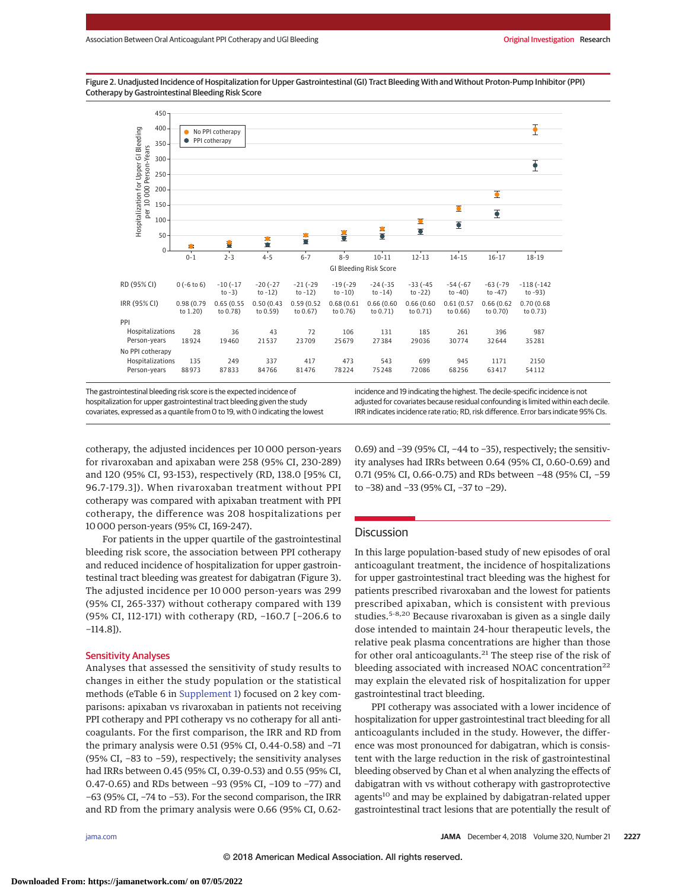Figure 2. Unadjusted Incidence of Hospitalization for Upper Gastrointestinal (GI) Tract Bleeding With and Without Proton-Pump Inhibitor (PPI) Cotherapy by Gastrointestinal Bleeding Risk Score

| GI Bleeding Risk Score | 0-1 | 2-3 | 4-5 | 6-7 | 8-9 | 10-11 | 12-13 | 14-15 | 16-17 | 18-19 |
|---|---|---|---|---|---|---|---|---|---|---|
| RD (95% CI) | 0 (-6 to 6) | -10 (-17 to -3) | -20 (-27 to -12) | -21 (-29 to -12) | -19 (-29 to -10) | -24 (-35 to -14) | -33 (-45 to -22) | -54 (-67 to -40) | -63 (-79 to -47) | -118 (-142 to -93) |
| IRR (95% CI) | 0.98 (0.79 to 1.20) | 0.65 (0.55 to 0.78) | 0.50 (0.43 to 0.59) | 0.59 (0.52 to 0.67) | 0.68 (0.61 to 0.76) | 0.66 (0.60 to 0.71) | 0.66 (0.60 to 0.71) | 0.61 (0.57 to 0.66) | 0.66 (0.62 to 0.70) | 0.70 (0.68 to 0.73) |
| PPI | | | | | | | | | | |
| Hospitalizations | 28 | 36 | 43 | 72 | 106 | 131 | 185 | 261 | 396 | 987 |
| Person-years | 18924 | 19460 | 21537 | 23709 | 25679 | 27384 | 29036 | 30774 | 32644 | 35281 |
| No PPI cotherapy | | | | | | | | | | |
| Hospitalizations | 135 | 249 | 337 | 417 | 473 | 543 | 699 | 945 | 1171 | 2150 |
| Person-years | 88973 | 87833 | 84766 | 81476 | 78224 | 75248 | 72086 | 68256 | 63417 | 54112 |

The gastrointestinal bleeding risk score is the expected incidence of hospitalization for upper gastrointestinal tract bleeding given the study covariates, expressed as a quantile from 0 to 19, with 0 indicating the lowest incidence and 19 indicating the highest. The decile-specific incidence is not adjusted for covariates because residual confounding is limited within each decile. IRR indicates incidence rate ratio; RD, risk difference. Error bars indicate 95% CIs.

cotherapy, the adjusted incidences per 10 000 person-years for rivaroxaban and apixaban were 258 (95% CI, 230-289) and 120 (95% CI, 93-153), respectively (RD, 138.0 [95% CI, 96.7-179.3]). When rivaroxaban treatment without PPI cotherapy was compared with apixaban treatment with PPI cotherapy, the difference was 208 hospitalizations per 10 000 person-years (95% CI, 169-247).

For patients in the upper quartile of the gastrointestinal bleeding risk score, the association between PPI cotherapy and reduced incidence of hospitalization for upper gastrointestinal tract bleeding was greatest for dabigatran (Figure 3). The adjusted incidence per 10 000 person-years was 299 (95% CI, 265-337) without cotherapy compared with 139 (95% CI, 112-171) with cotherapy (RD, −160.7 [−206.6 to −114.8]).

### Sensitivity Analyses

Analyses that assessed the sensitivity of study results to changes in either the study population or the statistical methods (eTable 6 in Supplement 1) focused on 2 key comparisons: apixaban vs rivaroxaban in patients not receiving PPI cotherapy and PPI cotherapy vs no cotherapy for all anticoagulants. For the first comparison, the IRR and RD from the primary analysis were 0.51 (95% CI, 0.44-0.58) and −71 (95% CI, −83 to −59), respectively; the sensitivity analyses had IRRs between 0.45 (95% CI, 0.39-0.53) and 0.55 (95% CI, 0.47-0.65) and RDs between −93 (95% CI, −109 to −77) and −63 (95% CI, −74 to −53). For the second comparison, the IRR and RD from the primary analysis were 0.66 (95% CI, 0.62-0.69) and −39 (95% CI, −44 to −35), respectively; the sensitivity analyses had IRRs between 0.64 (95% CI, 0.60-0.69) and 0.71 (95% CI, 0.66-0.75) and RDs between −48 (95% CI, −59 to −38) and −33 (95% CI, −37 to −29).

## Discussion

In this large population-based study of new episodes of oral anticoagulant treatment, the incidence of hospitalizations for upper gastrointestinal tract bleeding was the highest for patients prescribed rivaroxaban and the lowest for patients prescribed apixaban, which is consistent with previous studies.[5-8,20] Because rivaroxaban is given as a single daily dose intended to maintain 24-hour therapeutic levels, the relative peak plasma concentrations are higher than those for other oral anticoagulants.[21] The steep rise of the risk of bleeding associated with increased NOAC concentration[22] may explain the elevated risk of hospitalization for upper gastrointestinal tract bleeding.

PPI cotherapy was associated with a lower incidence of hospitalization for upper gastrointestinal tract bleeding for all anticoagulants included in the study. However, the difference was most pronounced for dabigatran, which is consistent with the large reduction in the risk of gastrointestinal bleeding observed by Chan et al when analyzing the effects of dabigatran with vs without cotherapy with gastroprotective agents[10] and may be explained by dabigatran-related upper gastrointestinal tract lesions that are potentially the result of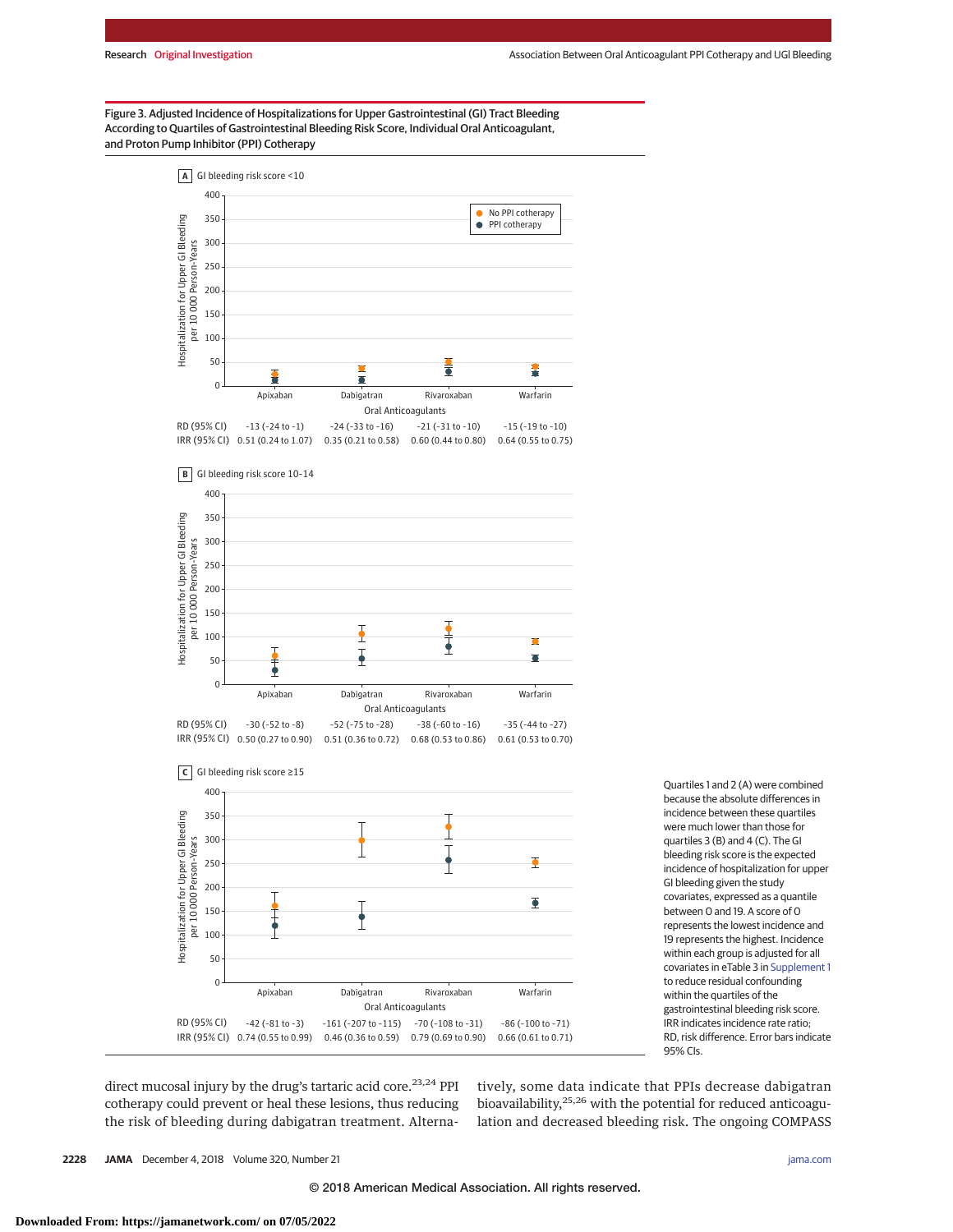Figure 3. Adjusted Incidence of Hospitalizations for Upper Gastrointestinal (GI) Tract Bleeding According to Quartiles of Gastrointestinal Bleeding Risk Score, Individual Oral Anticoagulant, and Proton Pump Inhibitor (PPI) Cotherapy

**A** GI bleeding risk score <10

| | Apixaban | Dabigatran | Rivaroxaban | Warfarin |
|---|---|---|---|---|
| RD (95% CI) | −13 (−24 to −1) | −24 (−33 to −16) | −21 (−31 to −10) | −15 (−19 to −10) |
| IRR (95% CI) | 0.51 (0.24 to 1.07) | 0.35 (0.21 to 0.58) | 0.60 (0.44 to 0.80) | 0.64 (0.55 to 0.75) |

**B** GI bleeding risk score 10-14

| | Apixaban | Dabigatran | Rivaroxaban | Warfarin |
|---|---|---|---|---|
| RD (95% CI) | −30 (−52 to −8) | −52 (−75 to −28) | −38 (−60 to −16) | −35 (−44 to −27) |
| IRR (95% CI) | 0.50 (0.27 to 0.90) | 0.51 (0.36 to 0.72) | 0.68 (0.53 to 0.86) | 0.61 (0.53 to 0.70) |

**C** GI bleeding risk score ≥15

| | Apixaban | Dabigatran | Rivaroxaban | Warfarin |
|---|---|---|---|---|
| RD (95% CI) | −42 (−81 to −3) | −161 (−207 to −115) | −70 (−108 to −31) | −86 (−100 to −71) |
| IRR (95% CI) | 0.74 (0.55 to 0.99) | 0.46 (0.36 to 0.59) | 0.79 (0.69 to 0.90) | 0.66 (0.61 to 0.71) |

Quartiles 1 and 2 (A) were combined because the absolute differences in incidence between these quartiles were much lower than those for quartiles 3 (B) and 4 (C). The GI bleeding risk score is the expected incidence of hospitalization for upper GI bleeding given the study covariates, expressed as a quantile between 0 and 19. A score of 0 represents the lowest incidence and 19 represents the highest. Incidence within each group is adjusted for all covariates in eTable 3 in Supplement 1 to reduce residual confounding within the quartiles of the gastrointestinal bleeding risk score. IRR indicates incidence rate ratio; RD, risk difference. Error bars indicate 95% CIs.

direct mucosal injury by the drug's tartaric acid core.[23,24] PPI cotherapy could prevent or heal these lesions, thus reducing the risk of bleeding during dabigatran treatment. Alternatively, some data indicate that PPIs decrease dabigatran bioavailability,[25,26] with the potential for reduced anticoagulation and decreased bleeding risk. The ongoing COMPASS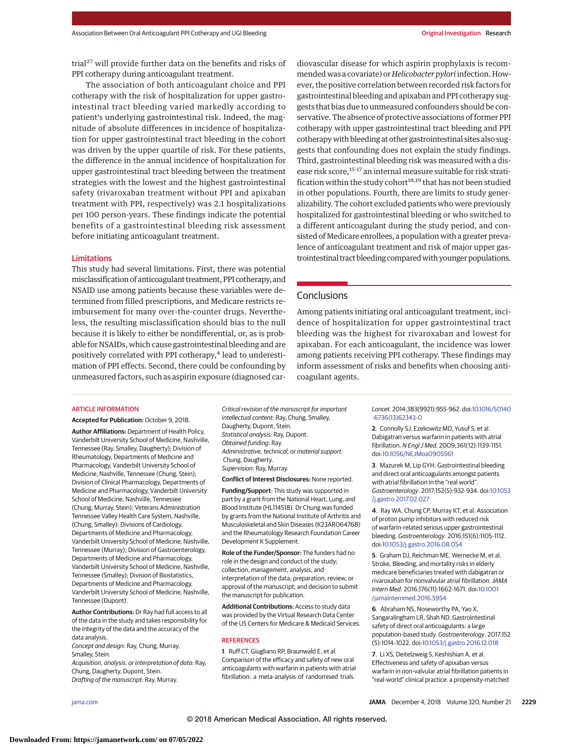trial[27] will provide further data on the benefits and risks of PPI cotherapy during anticoagulant treatment.

The association of both anticoagulant choice and PPI cotherapy with the risk of hospitalization for upper gastrointestinal tract bleeding varied markedly according to patient's underlying gastrointestinal risk. Indeed, the magnitude of absolute differences in incidence of hospitalization for upper gastrointestinal tract bleeding in the cohort was driven by the upper quartile of risk. For these patients, the difference in the annual incidence of hospitalization for upper gastrointestinal tract bleeding between the treatment strategies with the lowest and the highest gastrointestinal safety (rivaroxaban treatment without PPI and apixaban treatment with PPI, respectively) was 2.1 hospitalizations per 100 person-years. These findings indicate the potential benefits of a gastrointestinal bleeding risk assessment before initiating anticoagulant treatment.

### Limitations

This study had several limitations. First, there was potential misclassification of anticoagulant treatment, PPI cotherapy, and NSAID use among patients because these variables were determined from filled prescriptions, and Medicare restricts reimbursement for many over-the-counter drugs. Nevertheless, the resulting misclassification should bias to the null because it is likely to either be nondifferential, or, as is probable for NSAIDs, which cause gastrointestinal bleeding and are positively correlated with PPI cotherapy,[4] lead to underestimation of PPI effects. Second, there could be confounding by unmeasured factors, such as aspirin exposure (diagnosed cardiovascular disease for which aspirin prophylaxis is recommended was a covariate) or *Helicobacter pylori* infection. However, the positive correlation between recorded risk factors for gastrointestinal bleeding and apixaban and PPI cotherapy suggests that bias due to unmeasured confounders should be conservative. The absence of protective associations of former PPI cotherapy with upper gastrointestinal tract bleeding and PPI cotherapy with bleeding at other gastrointestinal sites also suggests that confounding does not explain the study findings. Third, gastrointestinal bleeding risk was measured with a disease risk score,[15-17] an internal measure suitable for risk stratification within the study cohort[18,19] that has not been studied in other populations. Fourth, there are limits to study generalizability. The cohort excluded patients who were previously hospitalized for gastrointestinal bleeding or who switched to a different anticoagulant during the study period, and consisted of Medicare enrollees, a population with a greater prevalence of anticoagulant treatment and risk of major upper gastrointestinal tract bleeding compared with younger populations.

## Conclusions

Among patients initiating oral anticoagulant treatment, incidence of hospitalization for upper gastrointestinal tract bleeding was the highest for rivaroxaban and lowest for apixaban. For each anticoagulant, the incidence was lower among patients receiving PPI cotherapy. These findings may inform assessment of risks and benefits when choosing anticoagulant agents.

### ARTICLE INFORMATION

**Accepted for Publication:** October 9, 2018.

**Author Affiliations:** Department of Health Policy, Vanderbilt University School of Medicine, Nashville, Tennessee (Ray, Smalley, Daugherty); Division of Rheumatology, Departments of Medicine and Pharmacology, Vanderbilt University School of Medicine, Nashville, Tennessee (Chung, Stein); Division of Clinical Pharmacology, Departments of Medicine and Pharmacology, Vanderbilt University School of Medicine, Nashville, Tennessee (Chung, Murray, Stein); Veterans Administration Tennessee Valley Health Care System, Nashville, (Chung, Smalley); Divisions of Cardiology, Departments of Medicine and Pharmacology, Vanderbilt University School of Medicine, Nashville, Tennessee (Murray); Division of Gastroenterology, Departments of Medicine and Pharmacology, Vanderbilt University School of Medicine, Nashville, Tennessee (Smalley); Division of Biostatistics, Departments of Medicine and Pharmacology, Vanderbilt University School of Medicine, Nashville, Tennessee (Dupont).

**Author Contributions:** Dr Ray had full access to all of the data in the study and takes responsibility for the integrity of the data and the accuracy of the data analysis.
*Concept and design:* Ray, Chung, Murray, Smalley, Stein.
*Acquisition, analysis, or interpretation of data:* Ray, Chung, Daugherty, Dupont, Stein.
*Drafting of the manuscript:* Ray, Murray.
*Critical revision of the manuscript for important intellectual content:* Ray, Chung, Smalley, Daugherty, Dupont, Stein.
*Statistical analysis:* Ray, Dupont.
*Obtained funding:* Ray.
*Administrative, technical, or material support:* Chung, Daugherty.
*Supervision:* Ray, Murray.

**Conflict of Interest Disclosures:** None reported.

**Funding/Support:** This study was supported in part by a grant from the National Heart, Lung, and Blood Institute (HL114518). Dr Chung was funded by grants from the National Institute of Arthritis and Musculoskeletal and Skin Diseases (K23AR064768) and the Rheumatology Research Foundation Career Development K Supplement.

**Role of the Funder/Sponsor:** The funders had no role in the design and conduct of the study; collection, management, analysis, and interpretation of the data; preparation, review, or approval of the manuscript; and decision to submit the manuscript for publication.

**Additional Contributions:** Access to study data was provided by the Virtual Research Data Center of the US Centers for Medicare & Medicaid Services.

### REFERENCES

1. Ruff CT, Giugliano RP, Braunwald E, et al. Comparison of the efficacy and safety of new oral anticoagulants with warfarin in patients with atrial fibrillation: a meta-analysis of randomised trials. *Lancet*. 2014;383(9921):955-962. doi:10.1016/S0140-6736(13)62343-0

2. Connolly SJ, Ezekowitz MD, Yusuf S, et al. Dabigatran versus warfarin in patients with atrial fibrillation. *N Engl J Med*. 2009;361(12):1139-1151. doi:10.1056/NEJMoa0905561

3. Mazurek M, Lip GYH. Gastrointestinal bleeding and direct oral anticoagulants amongst patients with atrial fibrillation in the "real world". *Gastroenterology*. 2017;152(5):932-934. doi:10.1053/j.gastro.2017.02.027

4. Ray WA, Chung CP, Murray KT, et al. Association of proton pump inhibitors with reduced risk of warfarin-related serious upper gastrointestinal bleeding. *Gastroenterology*. 2016;151(6):1105-1112. doi:10.1053/j.gastro.2016.08.054

5. Graham DJ, Reichman ME, Wernecke M, et al. Stroke, Bleeding, and mortality risks in elderly medicare beneficiaries treated with dabigatran or rivaroxaban for nonvalvular atrial fibrillation. *JAMA Intern Med*. 2016;176(11):1662-1671. doi:10.1001/jamainternmed.2016.5954

6. Abraham NS, Noseworthy PA, Yao X, Sangaralingham LR, Shah ND. Gastrointestinal safety of direct oral anticoagulants: a large population-based study. *Gastroenterology*. 2017;152(5):1014-1022. doi:10.1053/j.gastro.2016.12.018

7. Li XS, Deitelzweig S, Keshishian A, et al. Effectiveness and safety of apixaban versus warfarin in non-valvular atrial fibrillation patients in "real-world" clinical practice. a propensity-matched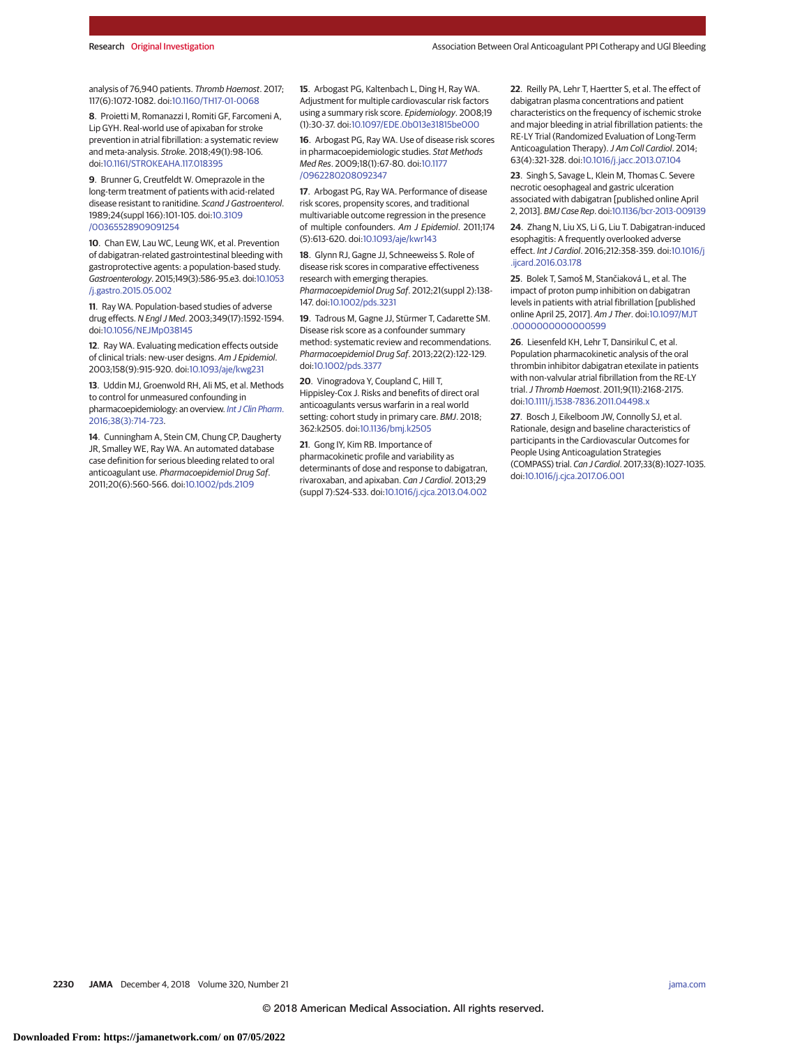analysis of 76,940 patients. *Thromb Haemost*. 2017;117(6):1072-1082. doi:10.1160/TH17-01-0068

8. Proietti M, Romanazzi I, Romiti GF, Farcomeni A, Lip GYH. Real-world use of apixaban for stroke prevention in atrial fibrillation: a systematic review and meta-analysis. *Stroke*. 2018;49(1):98-106. doi:10.1161/STROKEAHA.117.018395

9. Brunner G, Creutzfeldt W. Omeprazole in the long-term treatment of patients with acid-related disease resistant to ranitidine. *Scand J Gastroenterol*. 1989;24(suppl 166):101-105. doi:10.3109/00365528909091254

10. Chan EW, Lau WC, Leung WK, et al. Prevention of dabigatran-related gastrointestinal bleeding with gastroprotective agents: a population-based study. *Gastroenterology*. 2015;149(3):586-95.e3. doi:10.1053/j.gastro.2015.05.002

11. Ray WA. Population-based studies of adverse drug effects. *N Engl J Med*. 2003;349(17):1592-1594. doi:10.1056/NEJMp038145

12. Ray WA. Evaluating medication effects outside of clinical trials: new-user designs. *Am J Epidemiol*. 2003;158(9):915-920. doi:10.1093/aje/kwg231

13. Uddin MJ, Groenwold RH, Ali MS, et al. Methods to control for unmeasured confounding in pharmacoepidemiology: an overview. *Int J Clin Pharm*. 2016;38(3):714-723.

14. Cunningham A, Stein CM, Chung CP, Daugherty JR, Smalley WE, Ray WA. An automated database case definition for serious bleeding related to oral anticoagulant use. *Pharmacoepidemiol Drug Saf*. 2011;20(6):560-566. doi:10.1002/pds.2109

15. Arbogast PG, Kaltenbach L, Ding H, Ray WA. Adjustment for multiple cardiovascular risk factors using a summary risk score. *Epidemiology*. 2008;19(1):30-37. doi:10.1097/EDE.0b013e31815be000

16. Arbogast PG, Ray WA. Use of disease risk scores in pharmacoepidemiologic studies. *Stat Methods Med Res*. 2009;18(1):67-80. doi:10.1177/0962280208092347

17. Arbogast PG, Ray WA. Performance of disease risk scores, propensity scores, and traditional multivariable outcome regression in the presence of multiple confounders. *Am J Epidemiol*. 2011;174(5):613-620. doi:10.1093/aje/kwr143

18. Glynn RJ, Gagne JJ, Schneeweiss S. Role of disease risk scores in comparative effectiveness research with emerging therapies. *Pharmacoepidemiol Drug Saf*. 2012;21(suppl 2):138-147. doi:10.1002/pds.3231

19. Tadrous M, Gagne JJ, Stürmer T, Cadarette SM. Disease risk score as a confounder summary method: systematic review and recommendations. *Pharmacoepidemiol Drug Saf*. 2013;22(2):122-129. doi:10.1002/pds.3377

20. Vinogradova Y, Coupland C, Hill T, Hippisley-Cox J. Risks and benefits of direct oral anticoagulants versus warfarin in a real world setting: cohort study in primary care. *BMJ*. 2018;362:k2505. doi:10.1136/bmj.k2505

21. Gong IY, Kim RB. Importance of pharmacokinetic profile and variability as determinants of dose and response to dabigatran, rivaroxaban, and apixaban. *Can J Cardiol*. 2013;29(suppl 7):S24-S33. doi:10.1016/j.cjca.2013.04.002

22. Reilly PA, Lehr T, Haertter S, et al. The effect of dabigatran plasma concentrations and patient characteristics on the frequency of ischemic stroke and major bleeding in atrial fibrillation patients: the RE-LY Trial (Randomized Evaluation of Long-Term Anticoagulation Therapy). *J Am Coll Cardiol*. 2014;63(4):321-328. doi:10.1016/j.jacc.2013.07.104

23. Singh S, Savage L, Klein M, Thomas C. Severe necrotic oesophageal and gastric ulceration associated with dabigatran [published online April 2, 2013]. *BMJ Case Rep*. doi:10.1136/bcr-2013-009139

24. Zhang N, Liu XS, Li G, Liu T. Dabigatran-induced esophagitis: A frequently overlooked adverse effect. *Int J Cardiol*. 2016;212:358-359. doi:10.1016/j.ijcard.2016.03.178

25. Bolek T, Samoš M, Stančiaková L, et al. The impact of proton pump inhibition on dabigatran levels in patients with atrial fibrillation [published online April 25, 2017]. *Am J Ther*. doi:10.1097/MJT.0000000000000599

26. Liesenfeld KH, Lehr T, Dansirikul C, et al. Population pharmacokinetic analysis of the oral thrombin inhibitor dabigatran etexilate in patients with non-valvular atrial fibrillation from the RE-LY trial. *J Thromb Haemost*. 2011;9(11):2168-2175. doi:10.1111/j.1538-7836.2011.04498.x

27. Bosch J, Eikelboom JW, Connolly SJ, et al. Rationale, design and baseline characteristics of participants in the Cardiovascular Outcomes for People Using Anticoagulation Strategies (COMPASS) trial. *Can J Cardiol*. 2017;33(8):1027-1035. doi:10.1016/j.cjca.2017.06.001